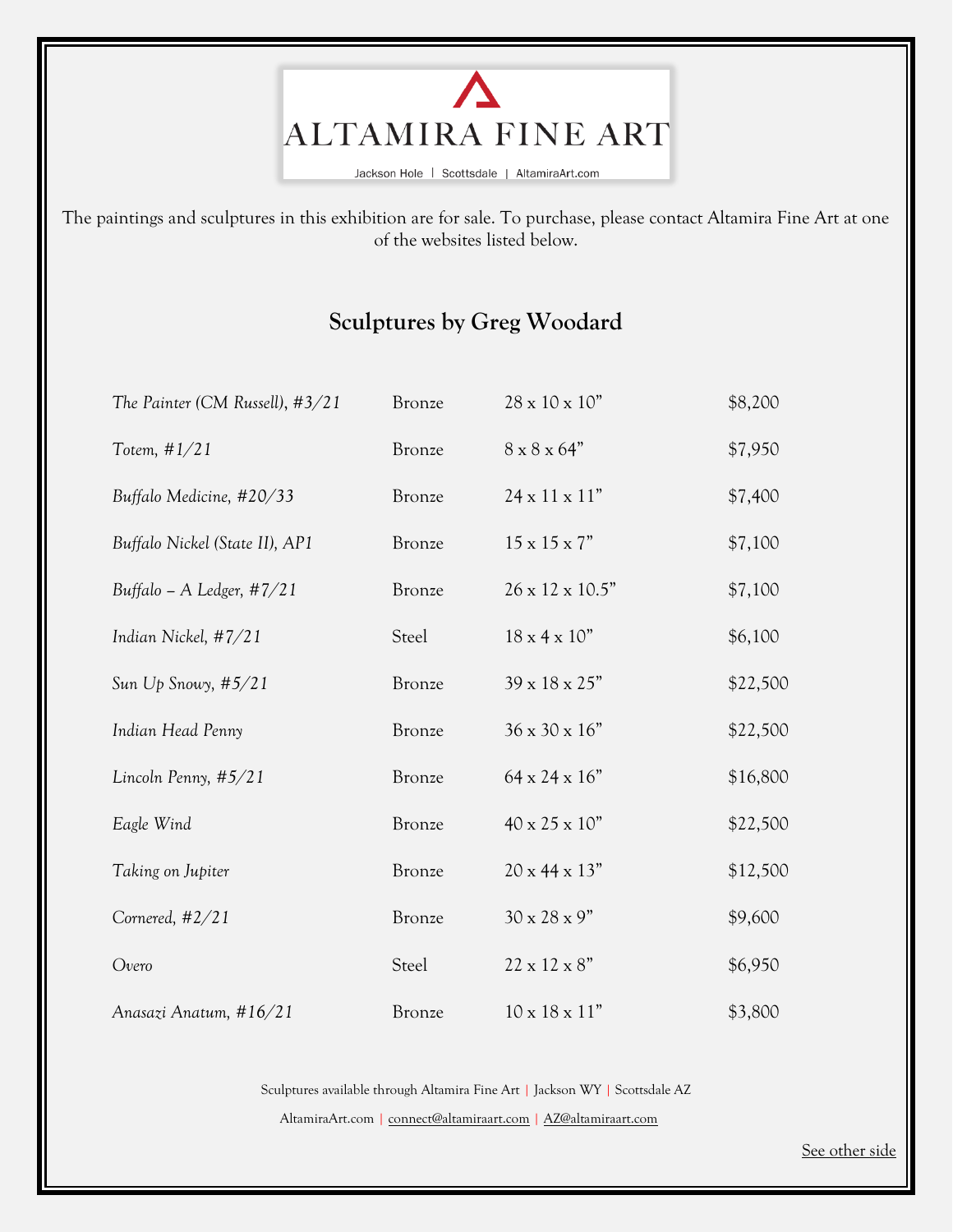ALTAMIRA FINE ART

Jackson Hole | Scottsdale | AltamiraArt.com

The paintings and sculptures in this exhibition are for sale. To purchase, please contact Altamira Fine Art at one of the websites listed below.

## Sculptures by Greg Woodard

| | | | |
|---|---|---|---|
| *The Painter (CM Russell), #3/21* | Bronze | 28 x 10 x 10” | $8,200 |
| *Totem, #1/21* | Bronze | 8 x 8 x 64” | $7,950 |
| *Buffalo Medicine, #20/33* | Bronze | 24 x 11 x 11” | $7,400 |
| *Buffalo Nickel (State II), AP1* | Bronze | 15 x 15 x 7” | $7,100 |
| *Buffalo – A Ledger, #7/21* | Bronze | 26 x 12 x 10.5” | $7,100 |
| *Indian Nickel, #7/21* | Steel | 18 x 4 x 10” | $6,100 |
| *Sun Up Snowy, #5/21* | Bronze | 39 x 18 x 25” | $22,500 |
| *Indian Head Penny* | Bronze | 36 x 30 x 16” | $22,500 |
| *Lincoln Penny, #5/21* | Bronze | 64 x 24 x 16” | $16,800 |
| *Eagle Wind* | Bronze | 40 x 25 x 10” | $22,500 |
| *Taking on Jupiter* | Bronze | 20 x 44 x 13” | $12,500 |
| *Cornered, #2/21* | Bronze | 30 x 28 x 9” | $9,600 |
| *Overo* | Steel | 22 x 12 x 8” | $6,950 |
| *Anasazi Anatum, #16/21* | Bronze | 10 x 18 x 11” | $3,800 |

Sculptures available through Altamira Fine Art | Jackson WY | Scottsdale AZ

AltamiraArt.com | connect@altamiraart.com | AZ@altamiraart.com

See other side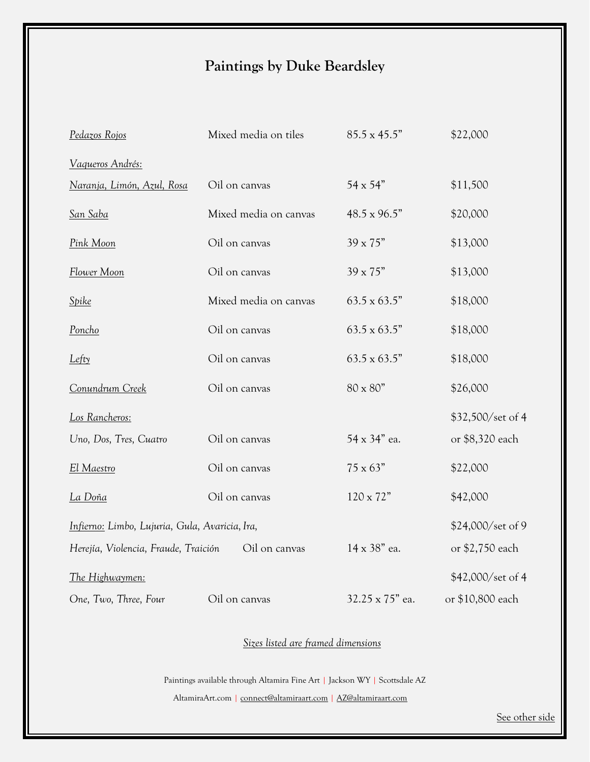# Paintings by Duke Beardsley

| | | | |
|---|---|---|---|
| *Pedazos Rojos* | Mixed media on tiles | 85.5 x 45.5” | $22,000 |
| *Vaqueros Andrés:* | | | |
| *Naranja, Limón, Azul, Rosa* | Oil on canvas | 54 x 54” | $11,500 |
| *San Saba* | Mixed media on canvas | 48.5 x 96.5” | $20,000 |
| *Pink Moon* | Oil on canvas | 39 x 75” | $13,000 |
| *Flower Moon* | Oil on canvas | 39 x 75” | $13,000 |
| *Spike* | Mixed media on canvas | 63.5 x 63.5” | $18,000 |
| *Poncho* | Oil on canvas | 63.5 x 63.5” | $18,000 |
| *Lefty* | Oil on canvas | 63.5 x 63.5” | $18,000 |
| *Conundrum Creek* | Oil on canvas | 80 x 80” | $26,000 |
| *Los Rancheros:* | | | $32,500/set of 4 |
| *Uno, Dos, Tres, Cuatro* | Oil on canvas | 54 x 34” ea. | or $8,320 each |
| *El Maestro* | Oil on canvas | 75 x 63” | $22,000 |
| *La Doña* | Oil on canvas | 120 x 72” | $42,000 |
| *Infierno: Limbo, Lujuria, Gula, Avaricia, Ira,* | | | $24,000/set of 9 |
| *Herejía, Violencia, Fraude, Traición* | Oil on canvas | 14 x 38” ea. | or $2,750 each |
| *The Highwaymen:* | | | $42,000/set of 4 |
| *One, Two, Three, Four* | Oil on canvas | 32.25 x 75” ea. | or $10,800 each |

*Sizes listed are framed dimensions*

Paintings available through Altamira Fine Art | Jackson WY | Scottsdale AZ

AltamiraArt.com | connect@altamiraart.com | AZ@altamiraart.com

See other side